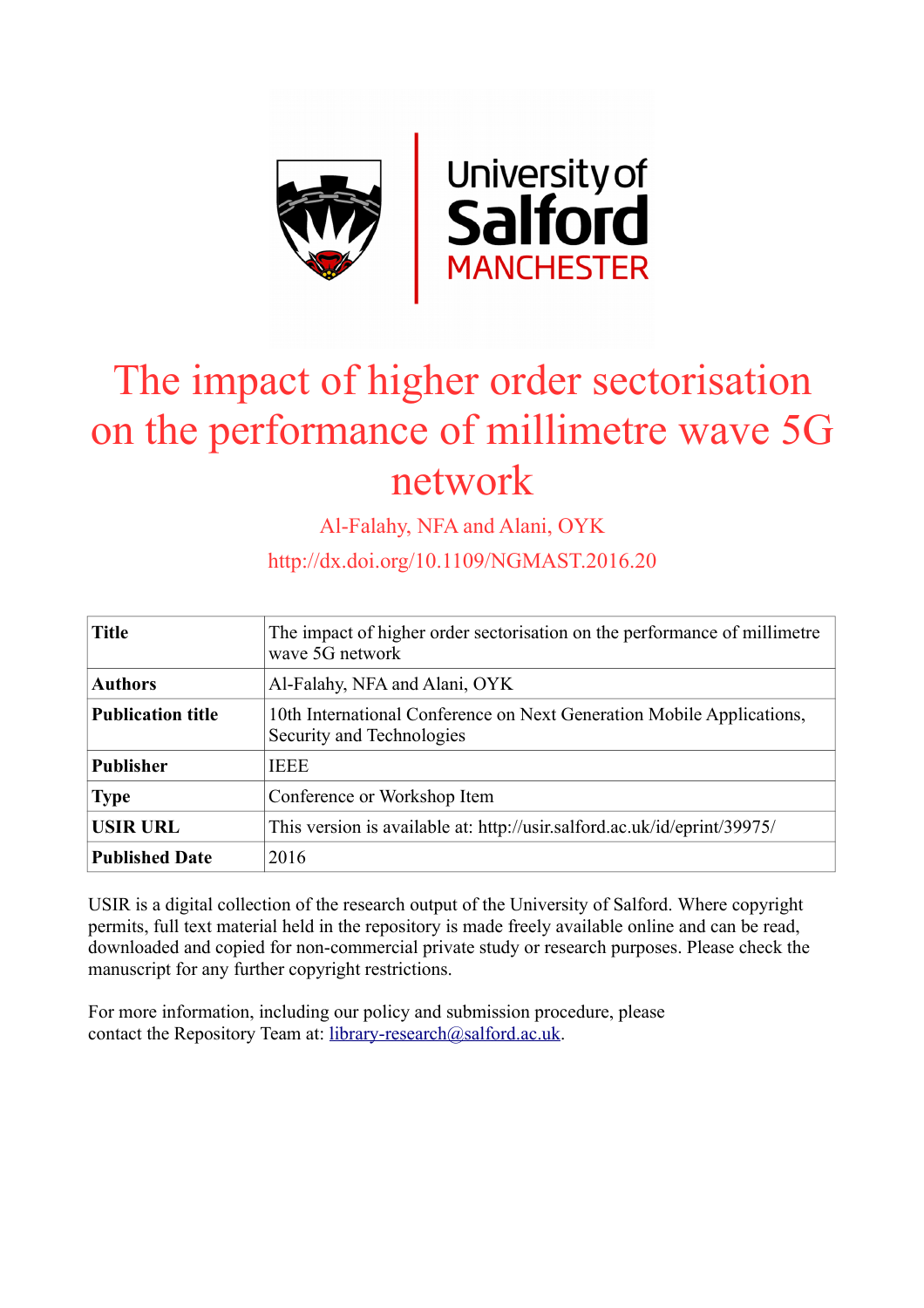# The impact of higher order sectorisation on the performance of millimetre wave 5G network

Al-Falahy, NFA and Alani, OYK

http://dx.doi.org/10.1109/NGMAST.2016.20

| | |
|---|---|
| **Title** | The impact of higher order sectorisation on the performance of millimetre wave 5G network |
| **Authors** | Al-Falahy, NFA and Alani, OYK |
| **Publication title** | 10th International Conference on Next Generation Mobile Applications, Security and Technologies |
| **Publisher** | IEEE |
| **Type** | Conference or Workshop Item |
| **USIR URL** | This version is available at: http://usir.salford.ac.uk/id/eprint/39975/ |
| **Published Date** | 2016 |

USIR is a digital collection of the research output of the University of Salford. Where copyright permits, full text material held in the repository is made freely available online and can be read, downloaded and copied for non-commercial private study or research purposes. Please check the manuscript for any further copyright restrictions.

For more information, including our policy and submission procedure, please contact the Repository Team at: library-research@salford.ac.uk.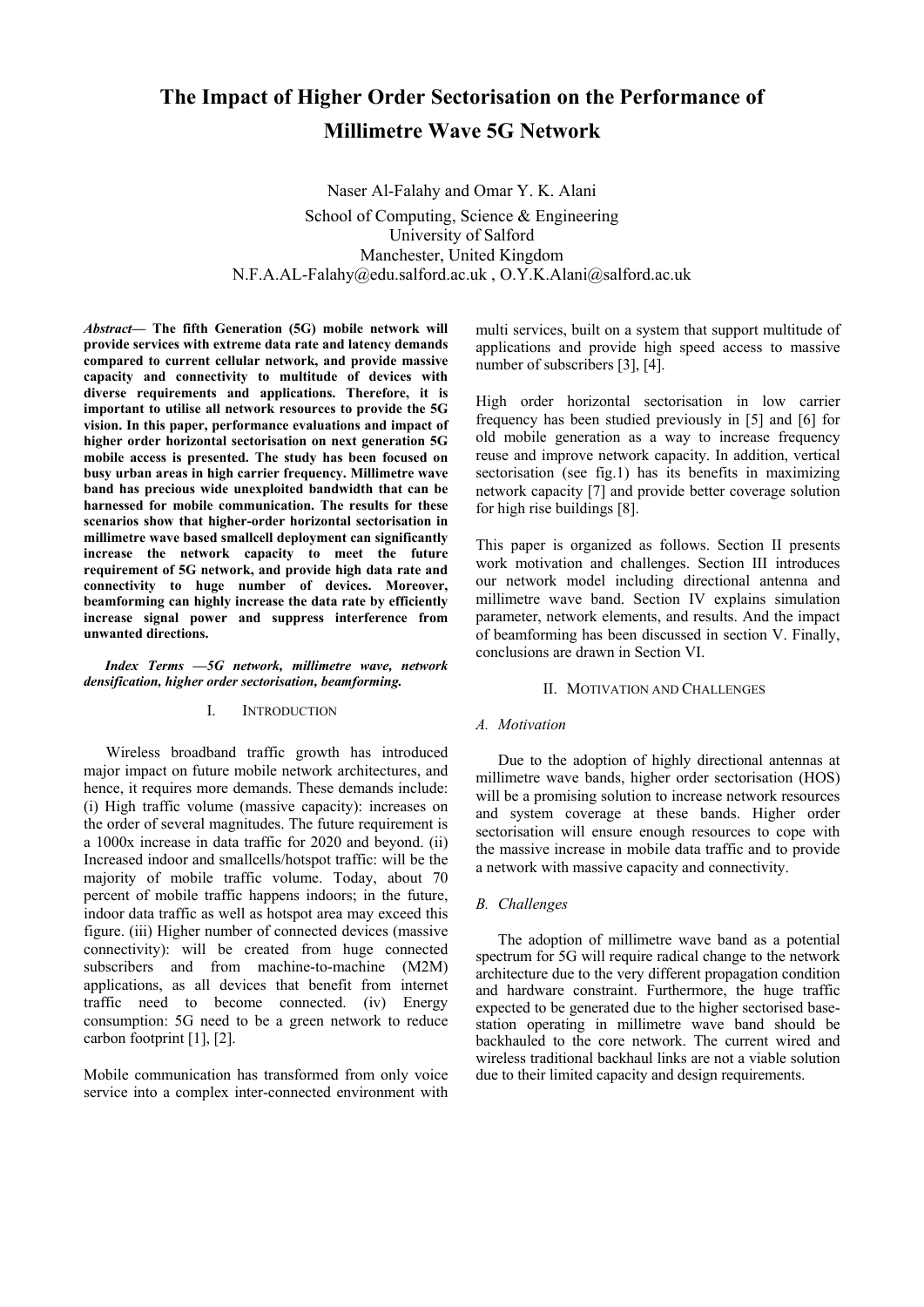# The Impact of Higher Order Sectorisation on the Performance of Millimetre Wave 5G Network

Naser Al-Falahy and Omar Y. K. Alani

School of Computing, Science & Engineering
University of Salford
Manchester, United Kingdom
N.F.A.AL-Falahy@edu.salford.ac.uk , O.Y.K.Alani@salford.ac.uk

***Abstract*— The fifth Generation (5G) mobile network will provide services with extreme data rate and latency demands compared to current cellular network, and provide massive capacity and connectivity to multitude of devices with diverse requirements and applications. Therefore, it is important to utilise all network resources to provide the 5G vision. In this paper, performance evaluations and impact of higher order horizontal sectorisation on next generation 5G mobile access is presented. The study has been focused on busy urban areas in high carrier frequency. Millimetre wave band has precious wide unexploited bandwidth that can be harnessed for mobile communication. The results for these scenarios show that higher-order horizontal sectorisation in millimetre wave based smallcell deployment can significantly increase the network capacity to meet the future requirement of 5G network, and provide high data rate and connectivity to huge number of devices. Moreover, beamforming can highly increase the data rate by efficiently increase signal power and suppress interference from unwanted directions.**

***Index Terms* —*5G network, millimetre wave, network densification, higher order sectorisation, beamforming.***

## I. Introduction

Wireless broadband traffic growth has introduced major impact on future mobile network architectures, and hence, it requires more demands. These demands include: (i) High traffic volume (massive capacity): increases on the order of several magnitudes. The future requirement is a 1000x increase in data traffic for 2020 and beyond. (ii) Increased indoor and smallcells/hotspot traffic: will be the majority of mobile traffic volume. Today, about 70 percent of mobile traffic happens indoors; in the future, indoor data traffic as well as hotspot area may exceed this figure. (iii) Higher number of connected devices (massive connectivity): will be created from huge connected subscribers and from machine-to-machine (M2M) applications, as all devices that benefit from internet traffic need to become connected. (iv) Energy consumption: 5G need to be a green network to reduce carbon footprint [1], [2].

Mobile communication has transformed from only voice service into a complex inter-connected environment with multi services, built on a system that support multitude of applications and provide high speed access to massive number of subscribers [3], [4].

High order horizontal sectorisation in low carrier frequency has been studied previously in [5] and [6] for old mobile generation as a way to increase frequency reuse and improve network capacity. In addition, vertical sectorisation (see fig.1) has its benefits in maximizing network capacity [7] and provide better coverage solution for high rise buildings [8].

This paper is organized as follows. Section II presents work motivation and challenges. Section III introduces our network model including directional antenna and millimetre wave band. Section IV explains simulation parameter, network elements, and results. And the impact of beamforming has been discussed in section V. Finally, conclusions are drawn in Section VI.

## II. Motivation and Challenges

### *A. Motivation*

Due to the adoption of highly directional antennas at millimetre wave bands, higher order sectorisation (HOS) will be a promising solution to increase network resources and system coverage at these bands. Higher order sectorisation will ensure enough resources to cope with the massive increase in mobile data traffic and to provide a network with massive capacity and connectivity.

### *B. Challenges*

The adoption of millimetre wave band as a potential spectrum for 5G will require radical change to the network architecture due to the very different propagation condition and hardware constraint. Furthermore, the huge traffic expected to be generated due to the higher sectorised base-station operating in millimetre wave band should be backhauled to the core network. The current wired and wireless traditional backhaul links are not a viable solution due to their limited capacity and design requirements.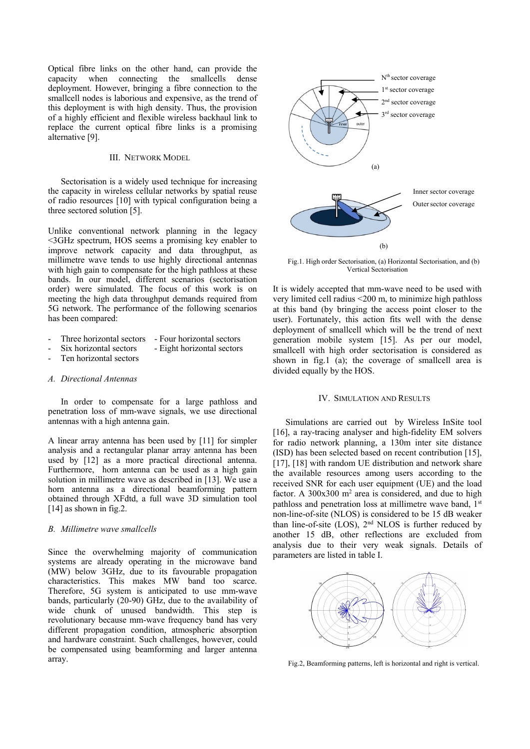Optical fibre links on the other hand, can provide the capacity when connecting the smallcells dense deployment. However, bringing a fibre connection to the smallcell nodes is laborious and expensive, as the trend of this deployment is with high density. Thus, the provision of a highly efficient and flexible wireless backhaul link to replace the current optical fibre links is a promising alternative [9].

## III. Network Model

Sectorisation is a widely used technique for increasing the capacity in wireless cellular networks by spatial reuse of radio resources [10] with typical configuration being a three sectored solution [5].

Unlike conventional network planning in the legacy <3GHz spectrum, HOS seems a promising key enabler to improve network capacity and data throughput, as millimetre wave tends to use highly directional antennas with high gain to compensate for the high pathloss at these bands. In our model, different scenarios (sectorisation order) were simulated. The focus of this work is on meeting the high data throughput demands required from 5G network. The performance of the following scenarios has been compared:

- Three horizontal sectors
- Four horizontal sectors
- Six horizontal sectors
- Eight horizontal sectors
- Ten horizontal sectors

### A. Directional Antennas

In order to compensate for a large pathloss and penetration loss of mm-wave signals, we use directional antennas with a high antenna gain.

A linear array antenna has been used by [11] for simpler analysis and a rectangular planar array antenna has been used by [12] as a more practical directional antenna. Furthermore, horn antenna can be used as a high gain solution in millimetre wave as described in [13]. We use a horn antenna as a directional beamforming pattern obtained through XFdtd, a full wave 3D simulation tool [14] as shown in fig.2.

### B. Millimetre wave smallcells

Since the overwhelming majority of communication systems are already operating in the microwave band (MW) below 3GHz, due to its favourable propagation characteristics. This makes MW band too scarce. Therefore, 5G system is anticipated to use mm-wave bands, particularly (20-90) GHz, due to the availability of wide chunk of unused bandwidth. This step is revolutionary because mm-wave frequency band has very different propagation condition, atmospheric absorption and hardware constraint. Such challenges, however, could be compensated using beamforming and larger antenna array.

Fig.1. High order Sectorisation, (a) Horizontal Sectorisation, and (b) Vertical Sectorisation

It is widely accepted that mm-wave need to be used with very limited cell radius <200 m, to minimize high pathloss at this band (by bringing the access point closer to the user). Fortunately, this action fits well with the dense deployment of smallcell which will be the trend of next generation mobile system [15]. As per our model, smallcell with high order sectorisation is considered as shown in fig.1 (a); the coverage of smallcell area is divided equally by the HOS.

## IV. Simulation and Results

Simulations are carried out by Wireless InSite tool [16], a ray-tracing analyser and high-fidelity EM solvers for radio network planning, a 130m inter site distance (ISD) has been selected based on recent contribution [15], [17], [18] with random UE distribution and network share the available resources among users according to the received SNR for each user equipment (UE) and the load factor. A 300x300 $m^2$ area is considered, and due to high pathloss and penetration loss at millimetre wave band, 1st non-line-of-site (NLOS) is considered to be 15 dB weaker than line-of-site (LOS), 2nd NLOS is further reduced by another 15 dB, other reflections are excluded from analysis due to their very weak signals. Details of parameters are listed in table I.

Fig.2, Beamforming patterns, left is horizontal and right is vertical.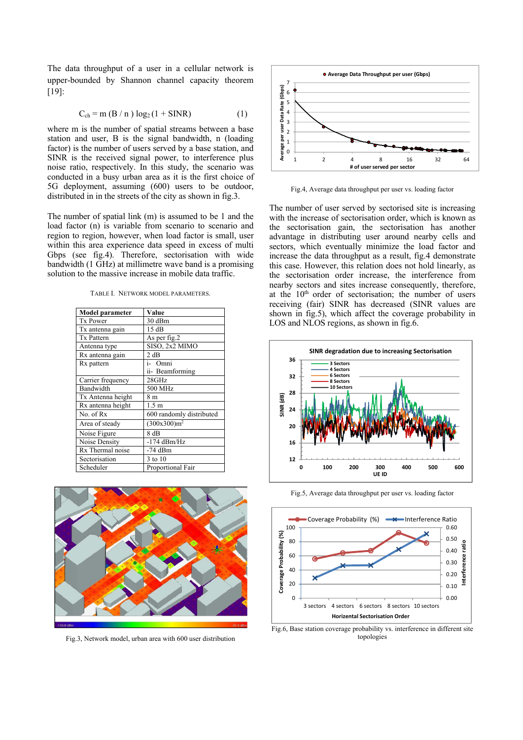The data throughput of a user in a cellular network is upper-bounded by Shannon channel capacity theorem [19]:

$$C_{ch} = m\,(B / n)\,\log_2(1 + SINR) \qquad (1)$$

where m is the number of spatial streams between a base station and user, B is the signal bandwidth, n (loading factor) is the number of users served by a base station, and SINR is the received signal power, to interference plus noise ratio, respectively. In this study, the scenario was conducted in a busy urban area as it is the first choice of 5G deployment, assuming (600) users to be outdoor, distributed in in the streets of the city as shown in fig.3.

The number of spatial link (m) is assumed to be 1 and the load factor (n) is variable from scenario to scenario and region to region, however, when load factor is small, user within this area experience data speed in excess of multi Gbps (see fig.4). Therefore, sectorisation with wide bandwidth (1 GHz) at millimetre wave band is a promising solution to the massive increase in mobile data traffic.

TABLE I. NETWORK MODEL PARAMETERS.

| Model parameter | Value |
|---|---|
| Tx Power | 30 dBm |
| Tx antenna gain | 15 dB |
| Tx Pattern | As per fig.2 |
| Antenna type | SISO, 2x2 MIMO |
| Rx antenna gain | 2 dB |
| Rx pattern | i- Omni<br>ii- Beamforming |
| Carrier frequency | 28GHz |
| Bandwidth | 500 MHz |
| Tx Antenna height | 8 m |
| Rx antenna height | 1.5 m |
| No. of Rx | 600 randomly distributed |
| Area of steady | $(300x300)m^2$ |
| Noise Figure | 8 dB |
| Noise Density | -174 dBm/Hz |
| Rx Thermal noise | -74 dBm |
| Sectorisation | 3 to 10 |
| Scheduler | Proportional Fair |

Fig.3, Network model, urban area with 600 user distribution

Fig.4, Average data throughput per user vs. loading factor

The number of user served by sectorised site is increasing with the increase of sectorisation order, which is known as the sectorisation gain, the sectorisation has another advantage in distributing user around nearby cells and sectors, which eventually minimize the load factor and increase the data throughput as a result, fig.4 demonstrate this case. However, this relation does not hold linearly, as the sectorisation order increase, the interference from nearby sectors and sites increase consequently, therefore, at the 10[th] order of sectorisation; the number of users receiving (fair) SINR has decreased (SINR values are shown in fig.5), which affect the coverage probability in LOS and NLOS regions, as shown in fig.6.

Fig.5, Average data throughput per user vs. loading factor

Fig.6, Base station coverage probability vs. interference in different site topologies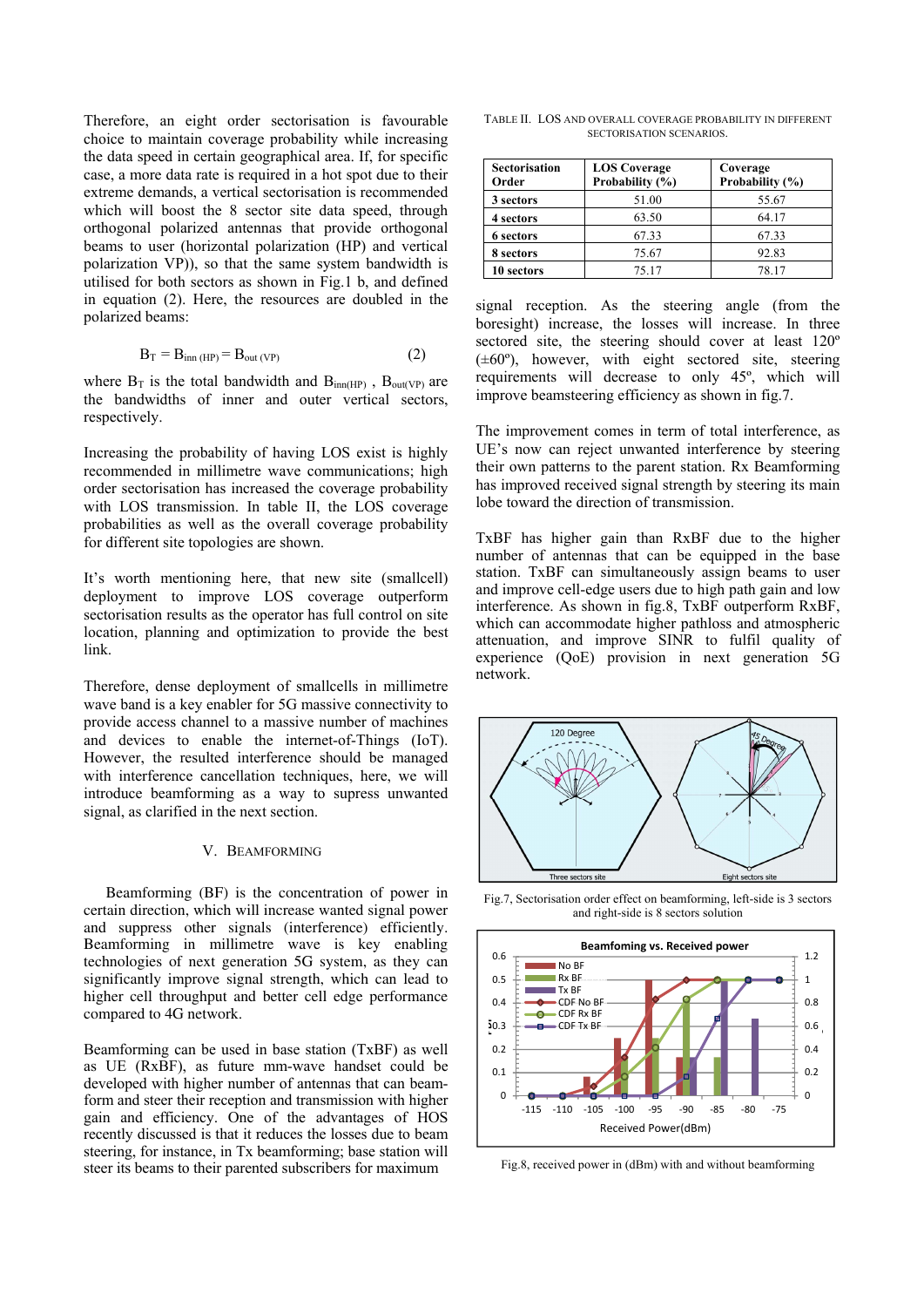Therefore, an eight order sectorisation is favourable choice to maintain coverage probability while increasing the data speed in certain geographical area. If, for specific case, a more data rate is required in a hot spot due to their extreme demands, a vertical sectorisation is recommended which will boost the 8 sector site data speed, through orthogonal polarized antennas that provide orthogonal beams to user (horizontal polarization (HP) and vertical polarization VP)), so that the same system bandwidth is utilised for both sectors as shown in Fig.1 b, and defined in equation (2). Here, the resources are doubled in the polarized beams:

$$B_T = B_{inn\ (HP)} = B_{out\ (VP)} \qquad (2)$$

where $B_T$ is the total bandwidth and $B_{inn(HP)}$ , $B_{out(VP)}$ are the bandwidths of inner and outer vertical sectors, respectively.

Increasing the probability of having LOS exist is highly recommended in millimetre wave communications; high order sectorisation has increased the coverage probability with LOS transmission. In table II, the LOS coverage probabilities as well as the overall coverage probability for different site topologies are shown.

It's worth mentioning here, that new site (smallcell) deployment to improve LOS coverage outperform sectorisation results as the operator has full control on site location, planning and optimization to provide the best link.

Therefore, dense deployment of smallcells in millimetre wave band is a key enabler for 5G massive connectivity to provide access channel to a massive number of machines and devices to enable the internet-of-Things (IoT). However, the resulted interference should be managed with interference cancellation techniques, here, we will introduce beamforming as a way to supress unwanted signal, as clarified in the next section.

## V. Beamforming

Beamforming (BF) is the concentration of power in certain direction, which will increase wanted signal power and suppress other signals (interference) efficiently. Beamforming in millimetre wave is key enabling technologies of next generation 5G system, as they can significantly improve signal strength, which can lead to higher cell throughput and better cell edge performance compared to 4G network.

Beamforming can be used in base station (TxBF) as well as UE (RxBF), as future mm-wave handset could be developed with higher number of antennas that can beam-form and steer their reception and transmission with higher gain and efficiency. One of the advantages of HOS recently discussed is that it reduces the losses due to beam steering, for instance, in Tx beamforming; base station will steer its beams to their parented subscribers for maximum signal reception. As the steering angle (from the boresight) increase, the losses will increase. In three sectored site, the steering should cover at least 120º (±60º), however, with eight sectored site, steering requirements will decrease to only 45º, which will improve beamsteering efficiency as shown in fig.7.

The improvement comes in term of total interference, as UE's now can reject unwanted interference by steering their own patterns to the parent station. Rx Beamforming has improved received signal strength by steering its main lobe toward the direction of transmission.

TxBF has higher gain than RxBF due to the higher number of antennas that can be equipped in the base station. TxBF can simultaneously assign beams to user and improve cell-edge users due to high path gain and low interference. As shown in fig.8, TxBF outperform RxBF, which can accommodate higher pathloss and atmospheric attenuation, and improve SINR to fulfil quality of experience (QoE) provision in next generation 5G network.

Table II. LOS and overall coverage probability in different sectorisation scenarios.

| Sectorisation Order | LOS Coverage Probability (%) | Coverage Probability (%) |
|---|---|---|
| 3 sectors | 51.00 | 55.67 |
| 4 sectors | 63.50 | 64.17 |
| 6 sectors | 67.33 | 67.33 |
| 8 sectors | 75.67 | 92.83 |
| 10 sectors | 75.17 | 78.17 |

Fig.7, Sectorisation order effect on beamforming, left-side is 3 sectors and right-side is 8 sectors solution

Fig.8, received power in (dBm) with and without beamforming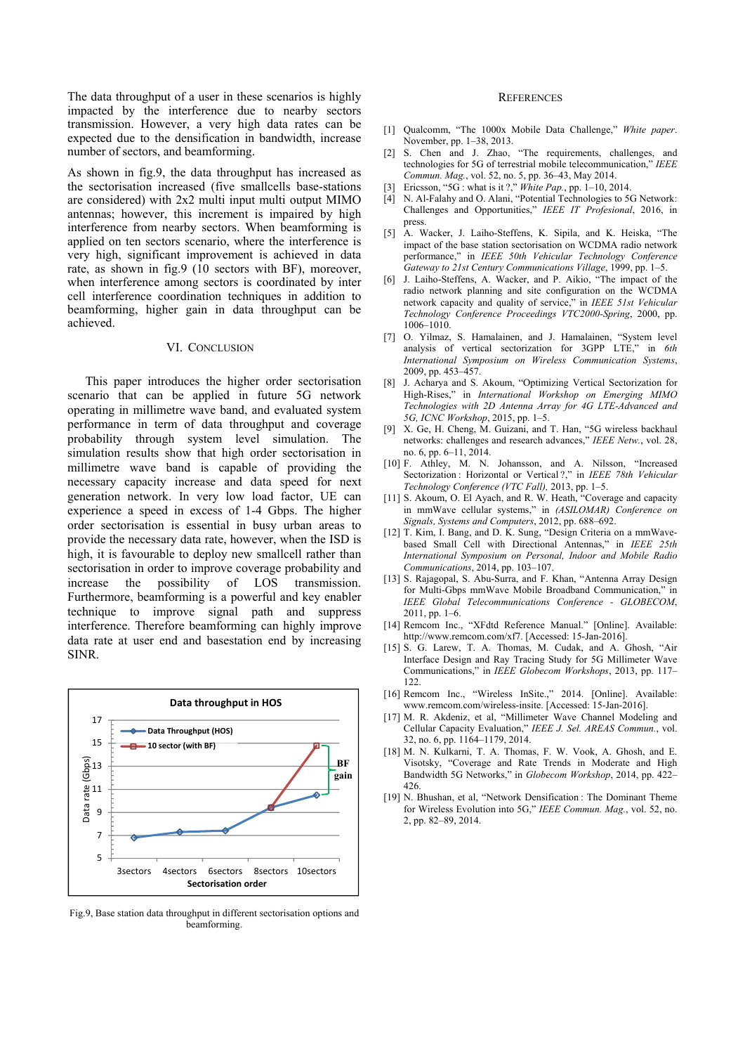The data throughput of a user in these scenarios is highly impacted by the interference due to nearby sectors transmission. However, a very high data rates can be expected due to the densification in bandwidth, increase number of sectors, and beamforming.

As shown in fig.9, the data throughput has increased as the sectorisation increased (five smallcells base-stations are considered) with 2x2 multi input multi output MIMO antennas; however, this increment is impaired by high interference from nearby sectors. When beamforming is applied on ten sectors scenario, where the interference is very high, significant improvement is achieved in data rate, as shown in fig.9 (10 sectors with BF), moreover, when interference among sectors is coordinated by inter cell interference coordination techniques in addition to beamforming, higher gain in data throughput can be achieved.

Data throughput in HOS

Data Throughput (HOS)

10 sector (with BF)

BF gain

Data rate (Gbps)

17
15
13
11
9
7
5

3sectors
4sectors
6sectors
8sectors
10sectors

Sectorisation order

Fig.9, Base station data throughput in different sectorisation options and beamforming.

## VI. Conclusion

This paper introduces the higher order sectorisation scenario that can be applied in future 5G network operating in millimetre wave band, and evaluated system performance in term of data throughput and coverage probability through system level simulation. The simulation results show that high order sectorisation in millimetre wave band is capable of providing the necessary capacity increase and data speed for next generation network. In very low load factor, UE can experience a speed in excess of 1-4 Gbps. The higher order sectorisation is essential in busy urban areas to provide the necessary data rate, however, when the ISD is high, it is favourable to deploy new smallcell rather than sectorisation in order to improve coverage probability and increase the possibility of LOS transmission. Furthermore, beamforming is a powerful and key enabler technique to improve signal path and suppress interference. Therefore beamforming can highly improve data rate at user end and basestation end by increasing SINR.

## References

[1] Qualcomm, "The 1000x Mobile Data Challenge," *White paper*. November, pp. 1–38, 2013.

[2] S. Chen and J. Zhao, "The requirements, challenges, and technologies for 5G of terrestrial mobile telecommunication," *IEEE Commun. Mag.*, vol. 52, no. 5, pp. 36–43, May 2014.

[3] Ericsson, "5G : what is it ?," *White Pap.*, pp. 1–10, 2014.

[4] N. Al-Falahy and O. Alani, "Potential Technologies to 5G Network: Challenges and Opportunities," *IEEE IT Profesional*, 2016, in press.

[5] A. Wacker, J. Laiho-Steffens, K. Sipila, and K. Heiska, "The impact of the base station sectorisation on WCDMA radio network performance," in *IEEE 50th Vehicular Technology Conference Gateway to 21st Century Communications Village*, 1999, pp. 1–5.

[6] J. Laiho-Steffens, A. Wacker, and P. Aikio, "The impact of the radio network planning and site configuration on the WCDMA network capacity and quality of service," in *IEEE 51st Vehicular Technology Conference Proceedings VTC2000-Spring*, 2000, pp. 1006–1010.

[7] O. Yilmaz, S. Hamalainen, and J. Hamalainen, "System level analysis of vertical sectorization for 3GPP LTE," in *6th International Symposium on Wireless Communication Systems*, 2009, pp. 453–457.

[8] J. Acharya and S. Akoum, "Optimizing Vertical Sectorization for High-Rises," in *International Workshop on Emerging MIMO Technologies with 2D Antenna Array for 4G LTE-Advanced and 5G, ICNC Workshop*, 2015, pp. 1–5.

[9] X. Ge, H. Cheng, M. Guizani, and T. Han, "5G wireless backhaul networks: challenges and research advances," *IEEE Netw.*, vol. 28, no. 6, pp. 6–11, 2014.

[10] F. Athley, M. N. Johansson, and A. Nilsson, "Increased Sectorization : Horizontal or Vertical ?," in *IEEE 78th Vehicular Technology Conference (VTC Fall)*, 2013, pp. 1–5.

[11] S. Akoum, O. El Ayach, and R. W. Heath, "Coverage and capacity in mmWave cellular systems," in *(ASILOMAR) Conference on Signals, Systems and Computers*, 2012, pp. 688–692.

[12] T. Kim, I. Bang, and D. K. Sung, "Design Criteria on a mmWave-based Small Cell with Directional Antennas," in *IEEE 25th International Symposium on Personal, Indoor and Mobile Radio Communications*, 2014, pp. 103–107.

[13] S. Rajagopal, S. Abu-Surra, and F. Khan, "Antenna Array Design for Multi-Gbps mmWave Mobile Broadband Communication," in *IEEE Global Telecommunications Conference - GLOBECOM*, 2011, pp. 1–6.

[14] Remcom Inc., "XFdtd Reference Manual." [Online]. Available: http://www.remcom.com/xf7. [Accessed: 15-Jan-2016].

[15] S. G. Larew, T. A. Thomas, M. Cudak, and A. Ghosh, "Air Interface Design and Ray Tracing Study for 5G Millimeter Wave Communications," in *IEEE Globecom Workshops*, 2013, pp. 117–122.

[16] Remcom Inc., "Wireless InSite.," 2014. [Online]. Available: www.remcom.com/wireless-insite. [Accessed: 15-Jan-2016].

[17] M. R. Akdeniz, et al, "Millimeter Wave Channel Modeling and Cellular Capacity Evaluation," *IEEE J. Sel. AREAS Commun.*, vol. 32, no. 6, pp. 1164–1179, 2014.

[18] M. N. Kulkarni, T. A. Thomas, F. W. Vook, A. Ghosh, and E. Visotsky, "Coverage and Rate Trends in Moderate and High Bandwidth 5G Networks," in *Globecom Workshop*, 2014, pp. 422–426.

[19] N. Bhushan, et al, "Network Densification : The Dominant Theme for Wireless Evolution into 5G," *IEEE Commun. Mag.*, vol. 52, no. 2, pp. 82–89, 2014.